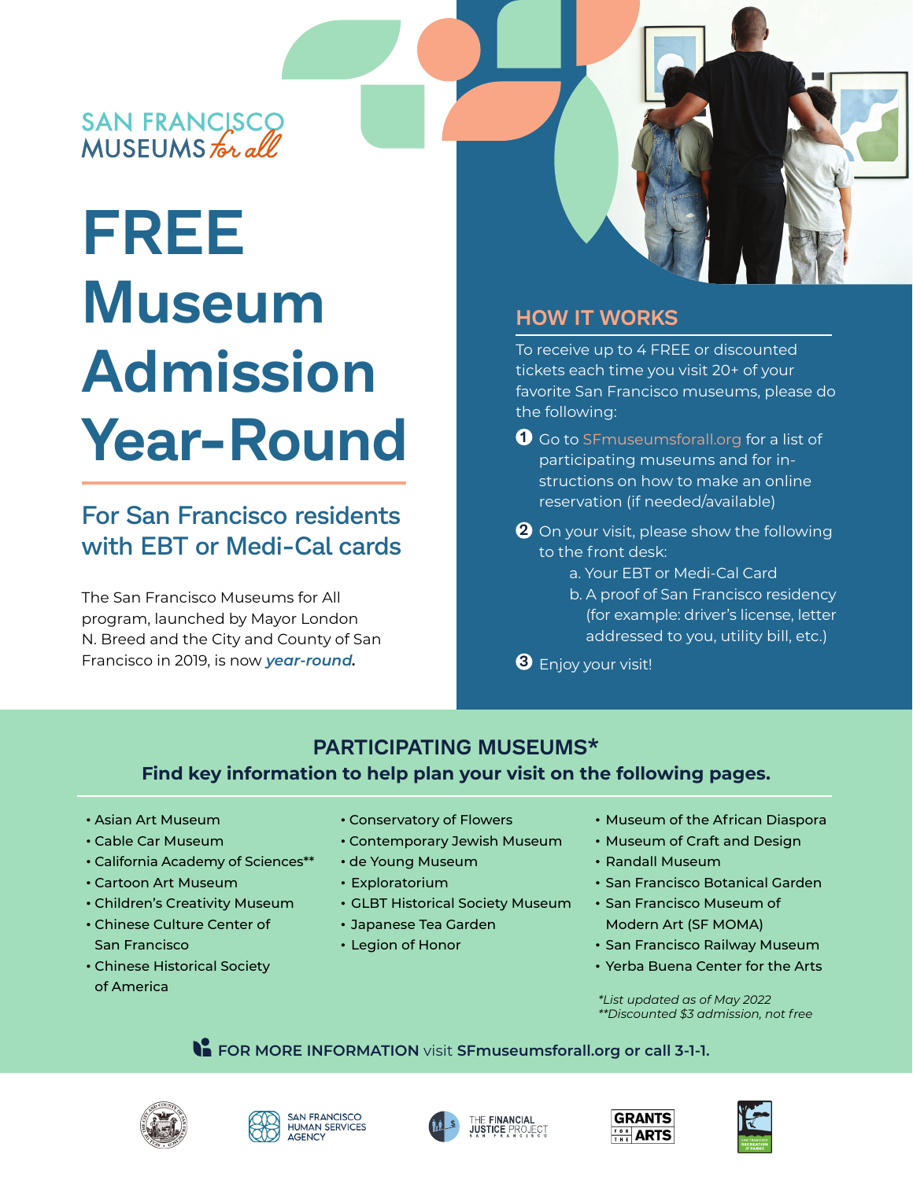SAN FRANCISCO MUSEUMS *for all*

# FREE Museum Admission Year-Round

## For San Francisco residents with EBT or Medi-Cal cards

The San Francisco Museums for All program, launched by Mayor London N. Breed and the City and County of San Francisco in 2019, is now ***year-round.***

## HOW IT WORKS

To receive up to 4 FREE or discounted tickets each time you visit 20+ of your favorite San Francisco museums, please do the following:

1. Go to SFmuseumsforall.org for a list of participating museums and for instructions on how to make an online reservation (if needed/available)
2. On your visit, please show the following to the front desk:
   a. Your EBT or Medi-Cal Card
   b. A proof of San Francisco residency (for example: driver's license, letter addressed to you, utility bill, etc.)
3. Enjoy your visit!

## PARTICIPATING MUSEUMS*

**Find key information to help plan your visit on the following pages.**

- Asian Art Museum
- Cable Car Museum
- California Academy of Sciences**
- Cartoon Art Museum
- Children's Creativity Museum
- Chinese Culture Center of San Francisco
- Chinese Historical Society of America
- Conservatory of Flowers
- Contemporary Jewish Museum
- de Young Museum
- Exploratorium
- GLBT Historical Society Museum
- Japanese Tea Garden
- Legion of Honor
- Museum of the African Diaspora
- Museum of Craft and Design
- Randall Museum
- San Francisco Botanical Garden
- San Francisco Museum of Modern Art (SF MOMA)
- San Francisco Railway Museum
- Yerba Buena Center for the Arts

*\*List updated as of May 2022*
*\*\*Discounted $3 admission, not free*

**FOR MORE INFORMATION** visit **SFmuseumsforall.org or call 3-1-1.**

SAN FRANCISCO HUMAN SERVICES AGENCY · THE FINANCIAL JUSTICE PROJECT SAN FRANCISCO · GRANTS FOR THE ARTS · SAN FRANCISCO RECREATION & PARKS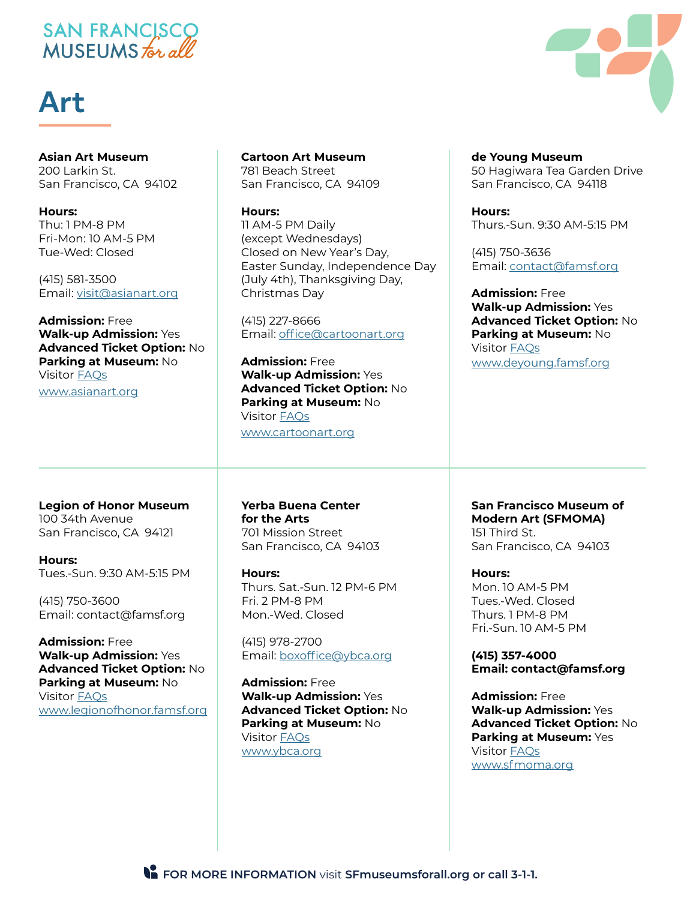SAN FRANCISCO MUSEUMS *for all*

# Art

**Asian Art Museum**
200 Larkin St.
San Francisco, CA 94102

**Hours:**
Thu: 1 PM-8 PM
Fri-Mon: 10 AM-5 PM
Tue-Wed: Closed

(415) 581-3500
Email: visit@asianart.org

**Admission:** Free
**Walk-up Admission:** Yes
**Advanced Ticket Option:** No
**Parking at Museum:** No
Visitor FAQs
www.asianart.org

**Cartoon Art Museum**
781 Beach Street
San Francisco, CA 94109

**Hours:**
11 AM-5 PM Daily
(except Wednesdays)
Closed on New Year's Day, Easter Sunday, Independence Day (July 4th), Thanksgiving Day, Christmas Day

(415) 227-8666
Email: office@cartoonart.org

**Admission:** Free
**Walk-up Admission:** Yes
**Advanced Ticket Option:** No
**Parking at Museum:** No
Visitor FAQs
www.cartoonart.org

**de Young Museum**
50 Hagiwara Tea Garden Drive
San Francisco, CA 94118

**Hours:**
Thurs.-Sun. 9:30 AM-5:15 PM

(415) 750-3636
Email: contact@famsf.org

**Admission:** Free
**Walk-up Admission:** Yes
**Advanced Ticket Option:** No
**Parking at Museum:** No
Visitor FAQs
www.deyoung.famsf.org

**Legion of Honor Museum**
100 34th Avenue
San Francisco, CA 94121

**Hours:**
Tues.-Sun. 9:30 AM-5:15 PM

(415) 750-3600
Email: contact@famsf.org

**Admission:** Free
**Walk-up Admission:** Yes
**Advanced Ticket Option:** No
**Parking at Museum:** No
Visitor FAQs
www.legionofhonor.famsf.org

**Yerba Buena Center for the Arts**
701 Mission Street
San Francisco, CA 94103

**Hours:**
Thurs. Sat.-Sun. 12 PM-6 PM
Fri. 2 PM-8 PM
Mon.-Wed. Closed

(415) 978-2700
Email: boxoffice@ybca.org

**Admission:** Free
**Walk-up Admission:** Yes
**Advanced Ticket Option:** No
**Parking at Museum:** No
Visitor FAQs
www.ybca.org

**San Francisco Museum of Modern Art (SFMOMA)**
151 Third St.
San Francisco, CA 94103

**Hours:**
Mon. 10 AM-5 PM
Tues.-Wed. Closed
Thurs. 1 PM-8 PM
Fri.-Sun. 10 AM-5 PM

**(415) 357-4000**
**Email: contact@famsf.org**

**Admission:** Free
**Walk-up Admission:** Yes
**Advanced Ticket Option:** No
**Parking at Museum:** Yes
Visitor FAQs
www.sfmoma.org

**FOR MORE INFORMATION** visit **SFmuseumsforall.org or call 3-1-1.**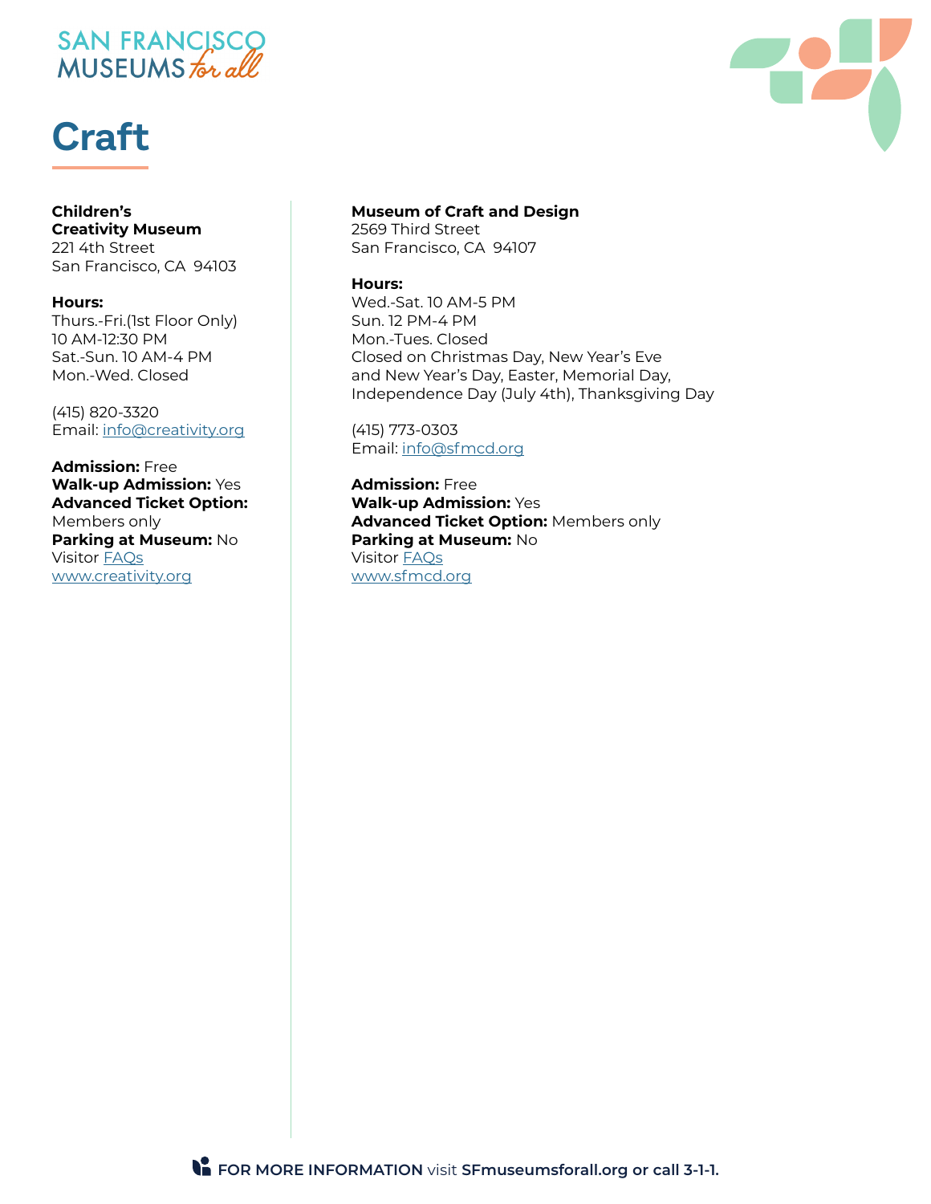# Craft

**Children's Creativity Museum**
221 4th Street
San Francisco, CA 94103

**Hours:**
Thurs.-Fri.(1st Floor Only)
10 AM-12:30 PM
Sat.-Sun. 10 AM-4 PM
Mon.-Wed. Closed

(415) 820-3320
Email: info@creativity.org

**Admission:** Free
**Walk-up Admission:** Yes
**Advanced Ticket Option:** Members only
**Parking at Museum:** No
Visitor FAQs
www.creativity.org

**Museum of Craft and Design**
2569 Third Street
San Francisco, CA 94107

**Hours:**
Wed.-Sat. 10 AM-5 PM
Sun. 12 PM-4 PM
Mon.-Tues. Closed
Closed on Christmas Day, New Year's Eve and New Year's Day, Easter, Memorial Day, Independence Day (July 4th), Thanksgiving Day

(415) 773-0303
Email: info@sfmcd.org

**Admission:** Free
**Walk-up Admission:** Yes
**Advanced Ticket Option:** Members only
**Parking at Museum:** No
Visitor FAQs
www.sfmcd.org

**FOR MORE INFORMATION** visit **SFmuseumsforall.org or call 3-1-1.**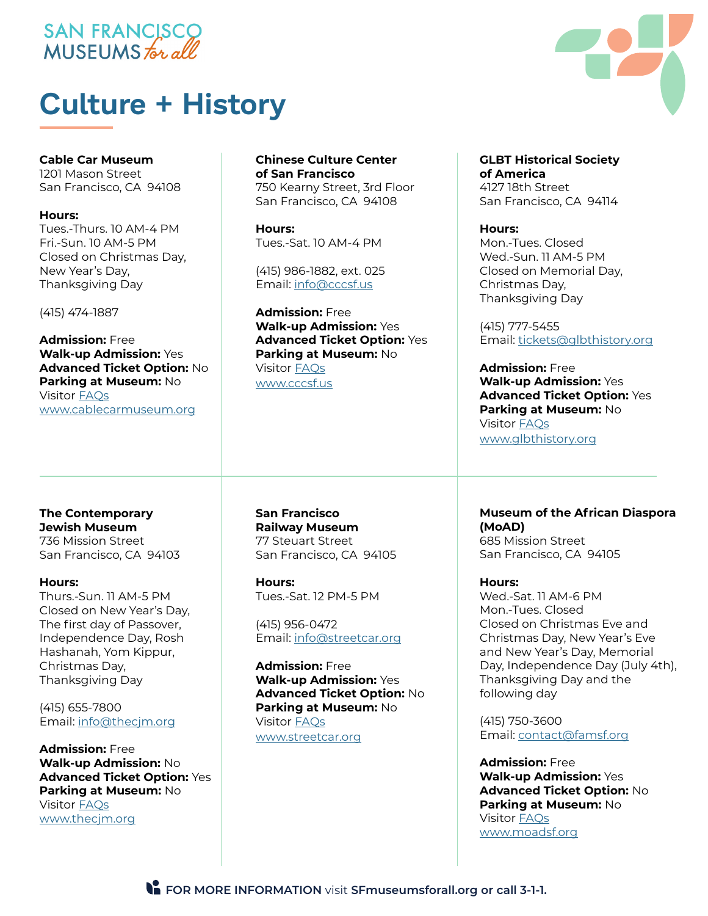SAN FRANCISCO MUSEUMS *for all*

# Culture + History

**Cable Car Museum**
1201 Mason Street
San Francisco, CA 94108

**Hours:**
Tues.-Thurs. 10 AM-4 PM
Fri.-Sun. 10 AM-5 PM
Closed on Christmas Day, New Year's Day, Thanksgiving Day

(415) 474-1887

**Admission:** Free
**Walk-up Admission:** Yes
**Advanced Ticket Option:** No
**Parking at Museum:** No
Visitor FAQs
www.cablecarmuseum.org

**Chinese Culture Center of San Francisco**
750 Kearny Street, 3rd Floor
San Francisco, CA 94108

**Hours:**
Tues.-Sat. 10 AM-4 PM

(415) 986-1882, ext. 025
Email: info@cccsf.us

**Admission:** Free
**Walk-up Admission:** Yes
**Advanced Ticket Option:** Yes
**Parking at Museum:** No
Visitor FAQs
www.cccsf.us

**GLBT Historical Society of America**
4127 18th Street
San Francisco, CA 94114

**Hours:**
Mon.-Tues. Closed
Wed.-Sun. 11 AM-5 PM
Closed on Memorial Day, Christmas Day, Thanksgiving Day

(415) 777-5455
Email: tickets@glbthistory.org

**Admission:** Free
**Walk-up Admission:** Yes
**Advanced Ticket Option:** Yes
**Parking at Museum:** No
Visitor FAQs
www.glbthistory.org

**The Contemporary Jewish Museum**
736 Mission Street
San Francisco, CA 94103

**Hours:**
Thurs.-Sun. 11 AM-5 PM
Closed on New Year's Day, The first day of Passover, Independence Day, Rosh Hashanah, Yom Kippur, Christmas Day, Thanksgiving Day

(415) 655-7800
Email: info@thecjm.org

**Admission:** Free
**Walk-up Admission:** No
**Advanced Ticket Option:** Yes
**Parking at Museum:** No
Visitor FAQs
www.thecjm.org

**San Francisco Railway Museum**
77 Steuart Street
San Francisco, CA 94105

**Hours:**
Tues.-Sat. 12 PM-5 PM

(415) 956-0472
Email: info@streetcar.org

**Admission:** Free
**Walk-up Admission:** Yes
**Advanced Ticket Option:** No
**Parking at Museum:** No
Visitor FAQs
www.streetcar.org

**Museum of the African Diaspora (MoAD)**
685 Mission Street
San Francisco, CA 94105

**Hours:**
Wed.-Sat. 11 AM-6 PM
Mon.-Tues. Closed
Closed on Christmas Eve and Christmas Day, New Year's Eve and New Year's Day, Memorial Day, Independence Day (July 4th), Thanksgiving Day and the following day

(415) 750-3600
Email: contact@famsf.org

**Admission:** Free
**Walk-up Admission:** Yes
**Advanced Ticket Option:** No
**Parking at Museum:** No
Visitor FAQs
www.moadsf.org

**FOR MORE INFORMATION** visit **SFmuseumsforall.org or call 3-1-1.**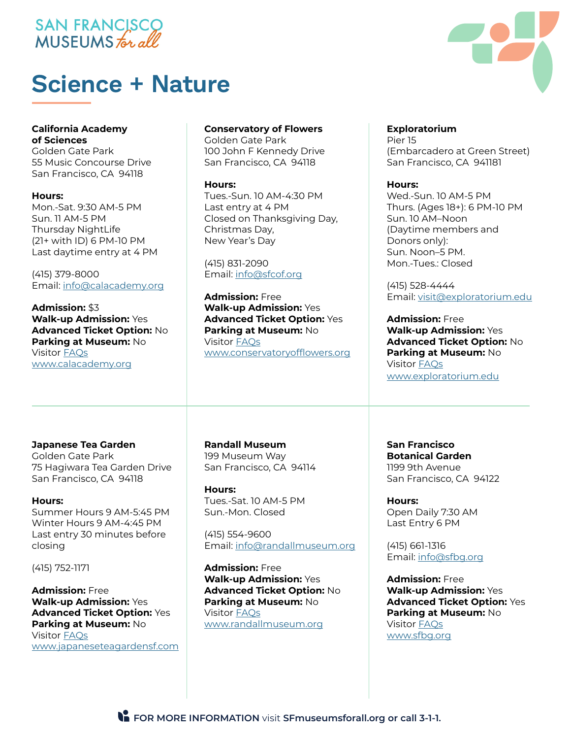SAN FRANCISCO MUSEUMS *for all*

# Science + Nature

**California Academy of Sciences**
Golden Gate Park
55 Music Concourse Drive
San Francisco, CA 94118

**Hours:**
Mon.-Sat. 9:30 AM-5 PM
Sun. 11 AM-5 PM
Thursday NightLife
(21+ with ID) 6 PM-10 PM
Last daytime entry at 4 PM

(415) 379-8000
Email: info@calacademy.org

**Admission:** $3
**Walk-up Admission:** Yes
**Advanced Ticket Option:** No
**Parking at Museum:** No
Visitor FAQs
www.calacademy.org

**Conservatory of Flowers**
Golden Gate Park
100 John F Kennedy Drive
San Francisco, CA 94118

**Hours:**
Tues.-Sun. 10 AM-4:30 PM
Last entry at 4 PM
Closed on Thanksgiving Day, Christmas Day, New Year's Day

(415) 831-2090
Email: info@sfcof.org

**Admission:** Free
**Walk-up Admission:** Yes
**Advanced Ticket Option:** Yes
**Parking at Museum:** No
Visitor FAQs
www.conservatoryofflowers.org

**Exploratorium**
Pier 15
(Embarcadero at Green Street)
San Francisco, CA 941181

**Hours:**
Wed.-Sun. 10 AM-5 PM
Thurs. (Ages 18+): 6 PM-10 PM
Sun. 10 AM–Noon
(Daytime members and Donors only):
Sun. Noon–5 PM.
Mon.-Tues.: Closed

(415) 528-4444
Email: visit@exploratorium.edu

**Admission:** Free
**Walk-up Admission:** Yes
**Advanced Ticket Option:** No
**Parking at Museum:** No
Visitor FAQs
www.exploratorium.edu

**Japanese Tea Garden**
Golden Gate Park
75 Hagiwara Tea Garden Drive
San Francisco, CA 94118

**Hours:**
Summer Hours 9 AM-5:45 PM
Winter Hours 9 AM-4:45 PM
Last entry 30 minutes before closing

(415) 752-1171

**Admission:** Free
**Walk-up Admission:** Yes
**Advanced Ticket Option:** Yes
**Parking at Museum:** No
Visitor FAQs
www.japaneseteagardensf.com

**Randall Museum**
199 Museum Way
San Francisco, CA 94114

**Hours:**
Tues.-Sat. 10 AM-5 PM
Sun.-Mon. Closed

(415) 554-9600
Email: info@randallmuseum.org

**Admission:** Free
**Walk-up Admission:** Yes
**Advanced Ticket Option:** No
**Parking at Museum:** No
Visitor FAQs
www.randallmuseum.org

**San Francisco Botanical Garden**
1199 9th Avenue
San Francisco, CA 94122

**Hours:**
Open Daily 7:30 AM
Last Entry 6 PM

(415) 661-1316
Email: info@sfbg.org

**Admission:** Free
**Walk-up Admission:** Yes
**Advanced Ticket Option:** Yes
**Parking at Museum:** No
Visitor FAQs
www.sfbg.org

**FOR MORE INFORMATION** visit **SFmuseumsforall.org or call 3-1-1.**